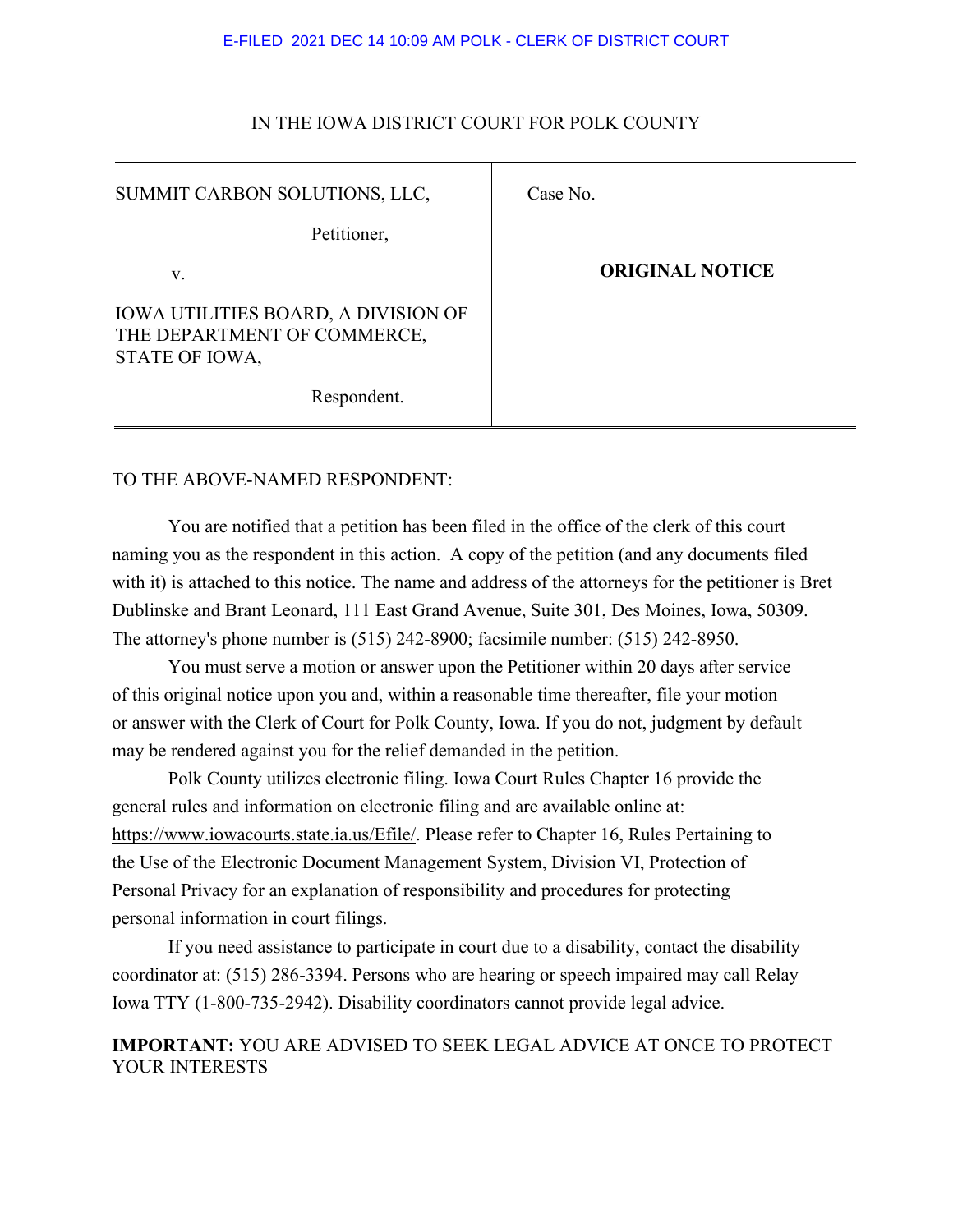E-FILED 2021 DEC 14 10:09 AM POLK - CLERK OF DISTRICT COURT

IN THE IOWA DISTRICT COURT FOR POLK COUNTY

| | |
|---|---|
| SUMMIT CARBON SOLUTIONS, LLC,<br><br>Petitioner,<br><br>v.<br><br>IOWA UTILITIES BOARD, A DIVISION OF THE DEPARTMENT OF COMMERCE, STATE OF IOWA,<br><br>Respondent. | Case No.<br><br>**ORIGINAL NOTICE** |

TO THE ABOVE-NAMED RESPONDENT:

You are notified that a petition has been filed in the office of the clerk of this court naming you as the respondent in this action. A copy of the petition (and any documents filed with it) is attached to this notice. The name and address of the attorneys for the petitioner is Bret Dublinske and Brant Leonard, 111 East Grand Avenue, Suite 301, Des Moines, Iowa, 50309. The attorney's phone number is (515) 242-8900; facsimile number: (515) 242-8950.

You must serve a motion or answer upon the Petitioner within 20 days after service of this original notice upon you and, within a reasonable time thereafter, file your motion or answer with the Clerk of Court for Polk County, Iowa. If you do not, judgment by default may be rendered against you for the relief demanded in the petition.

Polk County utilizes electronic filing. Iowa Court Rules Chapter 16 provide the general rules and information on electronic filing and are available online at: https://www.iowacourts.state.ia.us/Efile/. Please refer to Chapter 16, Rules Pertaining to the Use of the Electronic Document Management System, Division VI, Protection of Personal Privacy for an explanation of responsibility and procedures for protecting personal information in court filings.

If you need assistance to participate in court due to a disability, contact the disability coordinator at: (515) 286-3394. Persons who are hearing or speech impaired may call Relay Iowa TTY (1-800-735-2942). Disability coordinators cannot provide legal advice.

**IMPORTANT:** YOU ARE ADVISED TO SEEK LEGAL ADVICE AT ONCE TO PROTECT YOUR INTERESTS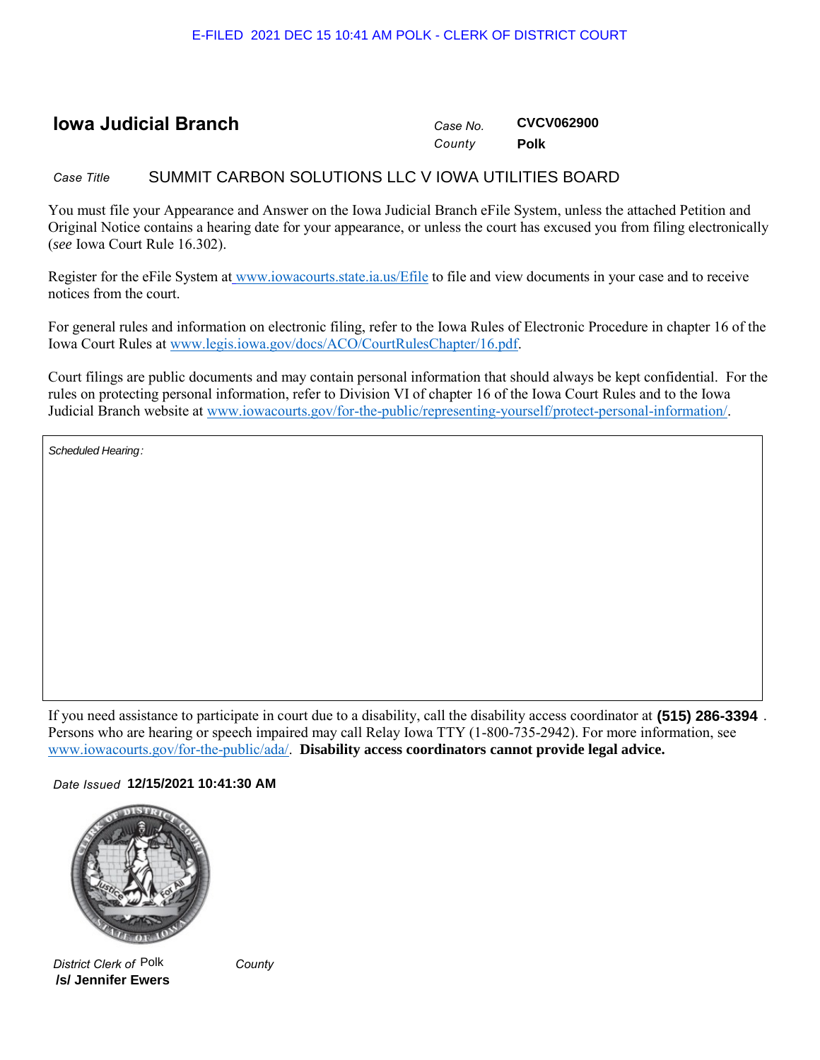E-FILED 2021 DEC 15 10:41 AM POLK - CLERK OF DISTRICT COURT

# Iowa Judicial Branch

*Case No.* **CVCV062900**
*County* **Polk**

*Case Title* SUMMIT CARBON SOLUTIONS LLC V IOWA UTILITIES BOARD

You must file your Appearance and Answer on the Iowa Judicial Branch eFile System, unless the attached Petition and Original Notice contains a hearing date for your appearance, or unless the court has excused you from filing electronically (*see* Iowa Court Rule 16.302).

Register for the eFile System at www.iowacourts.state.ia.us/Efile to file and view documents in your case and to receive notices from the court.

For general rules and information on electronic filing, refer to the Iowa Rules of Electronic Procedure in chapter 16 of the Iowa Court Rules at www.legis.iowa.gov/docs/ACO/CourtRulesChapter/16.pdf.

Court filings are public documents and may contain personal information that should always be kept confidential. For the rules on protecting personal information, refer to Division VI of chapter 16 of the Iowa Court Rules and to the Iowa Judicial Branch website at www.iowacourts.gov/for-the-public/representing-yourself/protect-personal-information/.

*Scheduled Hearing:*

If you need assistance to participate in court due to a disability, call the disability access coordinator at **(515) 286-3394** . Persons who are hearing or speech impaired may call Relay Iowa TTY (1-800-735-2942). For more information, see www.iowacourts.gov/for-the-public/ada/. **Disability access coordinators cannot provide legal advice.**

*Date Issued* **12/15/2021 10:41:30 AM**

*District Clerk of* Polk *County*
**/s/ Jennifer Ewers**